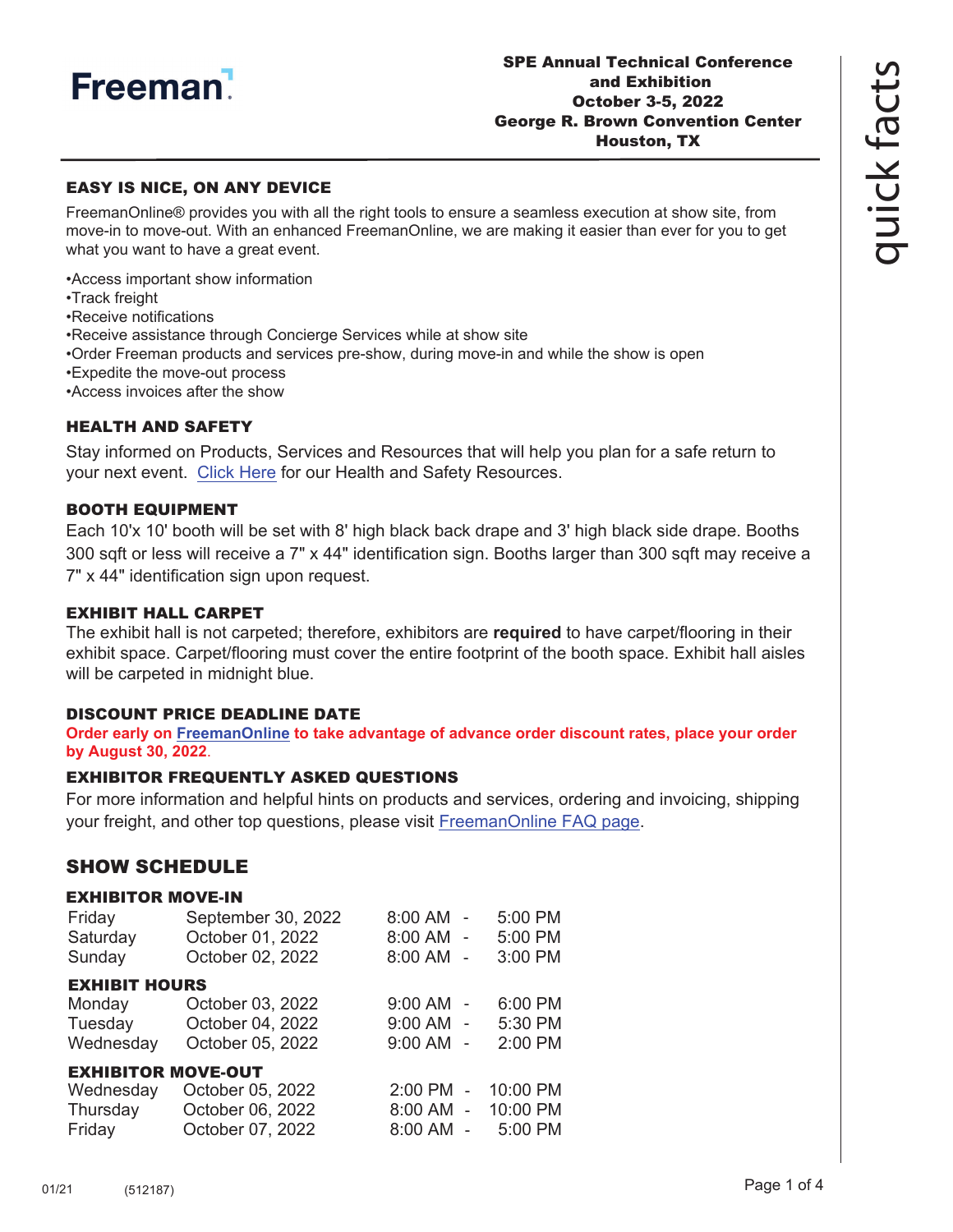Freeman

**SPE Annual Technical Conference and Exhibition**
**October 3-5, 2022**
**George R. Brown Convention Center**
**Houston, TX**

quick facts

## EASY IS NICE, ON ANY DEVICE

FreemanOnline® provides you with all the right tools to ensure a seamless execution at show site, from move-in to move-out. With an enhanced FreemanOnline, we are making it easier than ever for you to get what you want to have a great event.

- Access important show information
- Track freight
- Receive notifications
- Receive assistance through Concierge Services while at show site
- Order Freeman products and services pre-show, during move-in and while the show is open
- Expedite the move-out process
- Access invoices after the show

## HEALTH AND SAFETY

Stay informed on Products, Services and Resources that will help you plan for a safe return to your next event. Click Here for our Health and Safety Resources.

## BOOTH EQUIPMENT

Each 10'x 10' booth will be set with 8' high black back drape and 3' high black side drape. Booths 300 sqft or less will receive a 7" x 44" identification sign. Booths larger than 300 sqft may receive a 7" x 44" identification sign upon request.

## EXHIBIT HALL CARPET

The exhibit hall is not carpeted; therefore, exhibitors are **required** to have carpet/flooring in their exhibit space. Carpet/flooring must cover the entire footprint of the booth space. Exhibit hall aisles will be carpeted in midnight blue.

## DISCOUNT PRICE DEADLINE DATE

**Order early on FreemanOnline to take advantage of advance order discount rates, place your order by August 30, 2022.**

## EXHIBITOR FREQUENTLY ASKED QUESTIONS

For more information and helpful hints on products and services, ordering and invoicing, shipping your freight, and other top questions, please visit FreemanOnline FAQ page.

# SHOW SCHEDULE

### EXHIBITOR MOVE-IN

| | | | |
|---|---|---|---|
| Friday | September 30, 2022 | 8:00 AM - | 5:00 PM |
| Saturday | October 01, 2022 | 8:00 AM - | 5:00 PM |
| Sunday | October 02, 2022 | 8:00 AM - | 3:00 PM |

### EXHIBIT HOURS

| | | | |
|---|---|---|---|
| Monday | October 03, 2022 | 9:00 AM - | 6:00 PM |
| Tuesday | October 04, 2022 | 9:00 AM - | 5:30 PM |
| Wednesday | October 05, 2022 | 9:00 AM - | 2:00 PM |

### EXHIBITOR MOVE-OUT

| | | | |
|---|---|---|---|
| Wednesday | October 05, 2022 | 2:00 PM - | 10:00 PM |
| Thursday | October 06, 2022 | 8:00 AM - | 10:00 PM |
| Friday | October 07, 2022 | 8:00 AM - | 5:00 PM |

01/21 (512187)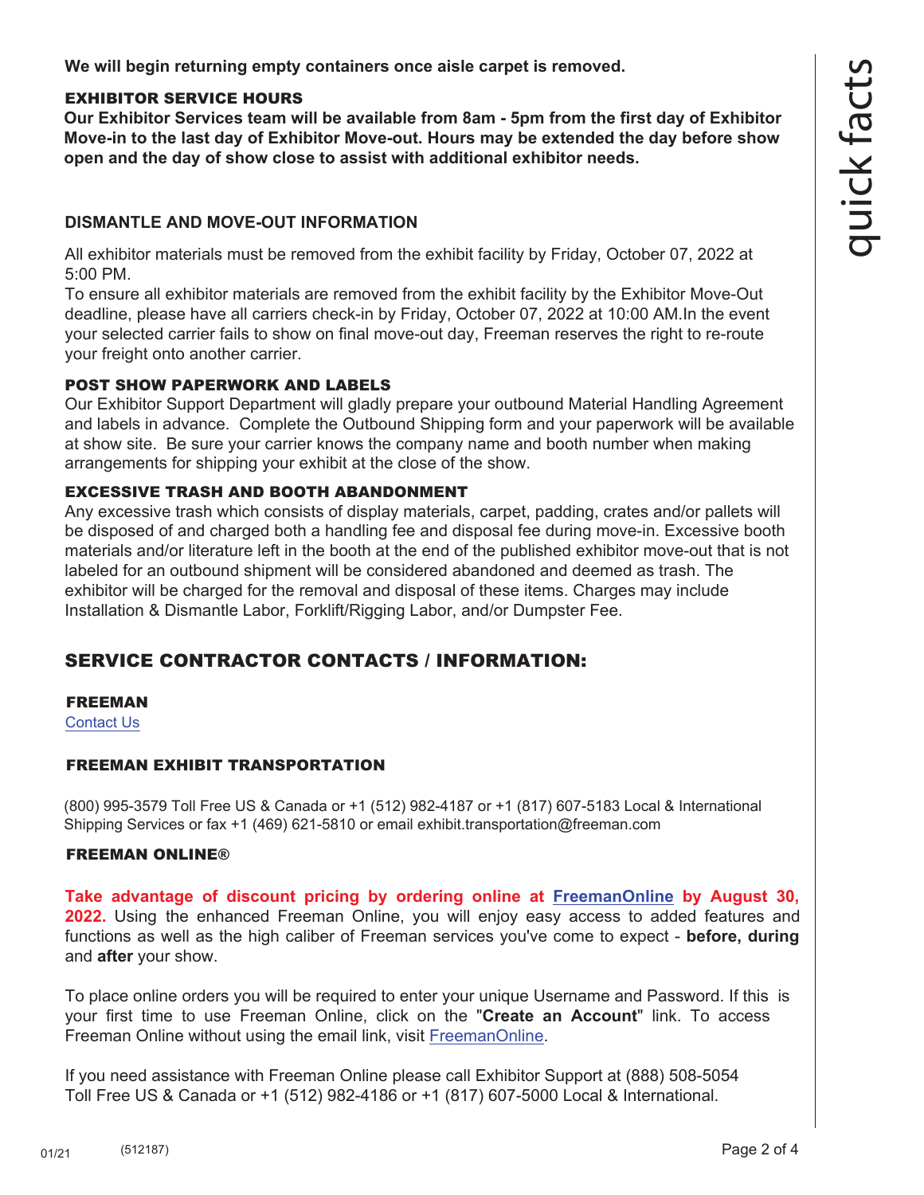**We will begin returning empty containers once aisle carpet is removed.**

### EXHIBITOR SERVICE HOURS

**Our Exhibitor Services team will be available from 8am - 5pm from the first day of Exhibitor Move-in to the last day of Exhibitor Move-out. Hours may be extended the day before show open and the day of show close to assist with additional exhibitor needs.**

### DISMANTLE AND MOVE-OUT INFORMATION

All exhibitor materials must be removed from the exhibit facility by Friday, October 07, 2022 at 5:00 PM.

To ensure all exhibitor materials are removed from the exhibit facility by the Exhibitor Move-Out deadline, please have all carriers check-in by Friday, October 07, 2022 at 10:00 AM.In the event your selected carrier fails to show on final move-out day, Freeman reserves the right to re-route your freight onto another carrier.

### POST SHOW PAPERWORK AND LABELS

Our Exhibitor Support Department will gladly prepare your outbound Material Handling Agreement and labels in advance. Complete the Outbound Shipping form and your paperwork will be available at show site. Be sure your carrier knows the company name and booth number when making arrangements for shipping your exhibit at the close of the show.

### EXCESSIVE TRASH AND BOOTH ABANDONMENT

Any excessive trash which consists of display materials, carpet, padding, crates and/or pallets will be disposed of and charged both a handling fee and disposal fee during move-in. Excessive booth materials and/or literature left in the booth at the end of the published exhibitor move-out that is not labeled for an outbound shipment will be considered abandoned and deemed as trash. The exhibitor will be charged for the removal and disposal of these items. Charges may include Installation & Dismantle Labor, Forklift/Rigging Labor, and/or Dumpster Fee.

## SERVICE CONTRACTOR CONTACTS / INFORMATION:

### FREEMAN

Contact Us

### FREEMAN EXHIBIT TRANSPORTATION

(800) 995-3579 Toll Free US & Canada or +1 (512) 982-4187 or +1 (817) 607-5183 Local & International Shipping Services or fax +1 (469) 621-5810 or email exhibit.transportation@freeman.com

### FREEMAN ONLINE®

**Take advantage of discount pricing by ordering online at FreemanOnline by August 30, 2022.** Using the enhanced Freeman Online, you will enjoy easy access to added features and functions as well as the high caliber of Freeman services you've come to expect - **before, during** and **after** your show.

To place online orders you will be required to enter your unique Username and Password. If this is your first time to use Freeman Online, click on the "**Create an Account**" link. To access Freeman Online without using the email link, visit FreemanOnline.

If you need assistance with Freeman Online please call Exhibitor Support at (888) 508-5054 Toll Free US & Canada or +1 (512) 982-4186 or +1 (817) 607-5000 Local & International.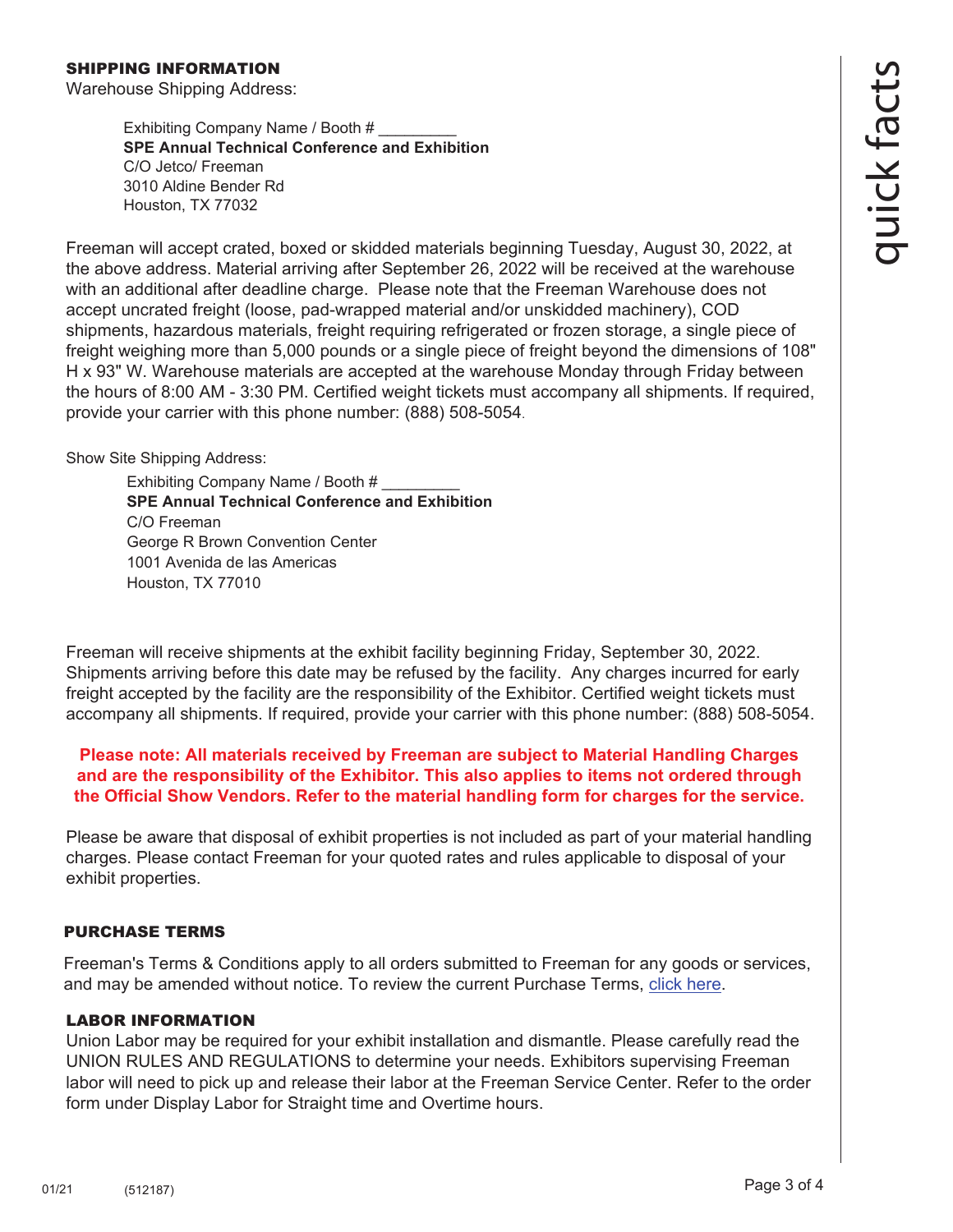## SHIPPING INFORMATION

Warehouse Shipping Address:

> Exhibiting Company Name / Booth # _________
> **SPE Annual Technical Conference and Exhibition**
> C/O Jetco/ Freeman
> 3010 Aldine Bender Rd
> Houston, TX 77032

Freeman will accept crated, boxed or skidded materials beginning Tuesday, August 30, 2022, at the above address. Material arriving after September 26, 2022 will be received at the warehouse with an additional after deadline charge. Please note that the Freeman Warehouse does not accept uncrated freight (loose, pad-wrapped material and/or unskidded machinery), COD shipments, hazardous materials, freight requiring refrigerated or frozen storage, a single piece of freight weighing more than 5,000 pounds or a single piece of freight beyond the dimensions of 108" H x 93" W. Warehouse materials are accepted at the warehouse Monday through Friday between the hours of 8:00 AM - 3:30 PM. Certified weight tickets must accompany all shipments. If required, provide your carrier with this phone number: (888) 508-5054.

Show Site Shipping Address:

> Exhibiting Company Name / Booth # _________
> **SPE Annual Technical Conference and Exhibition**
> C/O Freeman
> George R Brown Convention Center
> 1001 Avenida de las Americas
> Houston, TX 77010

Freeman will receive shipments at the exhibit facility beginning Friday, September 30, 2022. Shipments arriving before this date may be refused by the facility. Any charges incurred for early freight accepted by the facility are the responsibility of the Exhibitor. Certified weight tickets must accompany all shipments. If required, provide your carrier with this phone number: (888) 508-5054.

**Please note: All materials received by Freeman are subject to Material Handling Charges and are the responsibility of the Exhibitor. This also applies to items not ordered through the Official Show Vendors. Refer to the material handling form for charges for the service.**

Please be aware that disposal of exhibit properties is not included as part of your material handling charges. Please contact Freeman for your quoted rates and rules applicable to disposal of your exhibit properties.

## PURCHASE TERMS

Freeman's Terms & Conditions apply to all orders submitted to Freeman for any goods or services, and may be amended without notice. To review the current Purchase Terms, click here.

## LABOR INFORMATION

Union Labor may be required for your exhibit installation and dismantle. Please carefully read the UNION RULES AND REGULATIONS to determine your needs. Exhibitors supervising Freeman labor will need to pick up and release their labor at the Freeman Service Center. Refer to the order form under Display Labor for Straight time and Overtime hours.